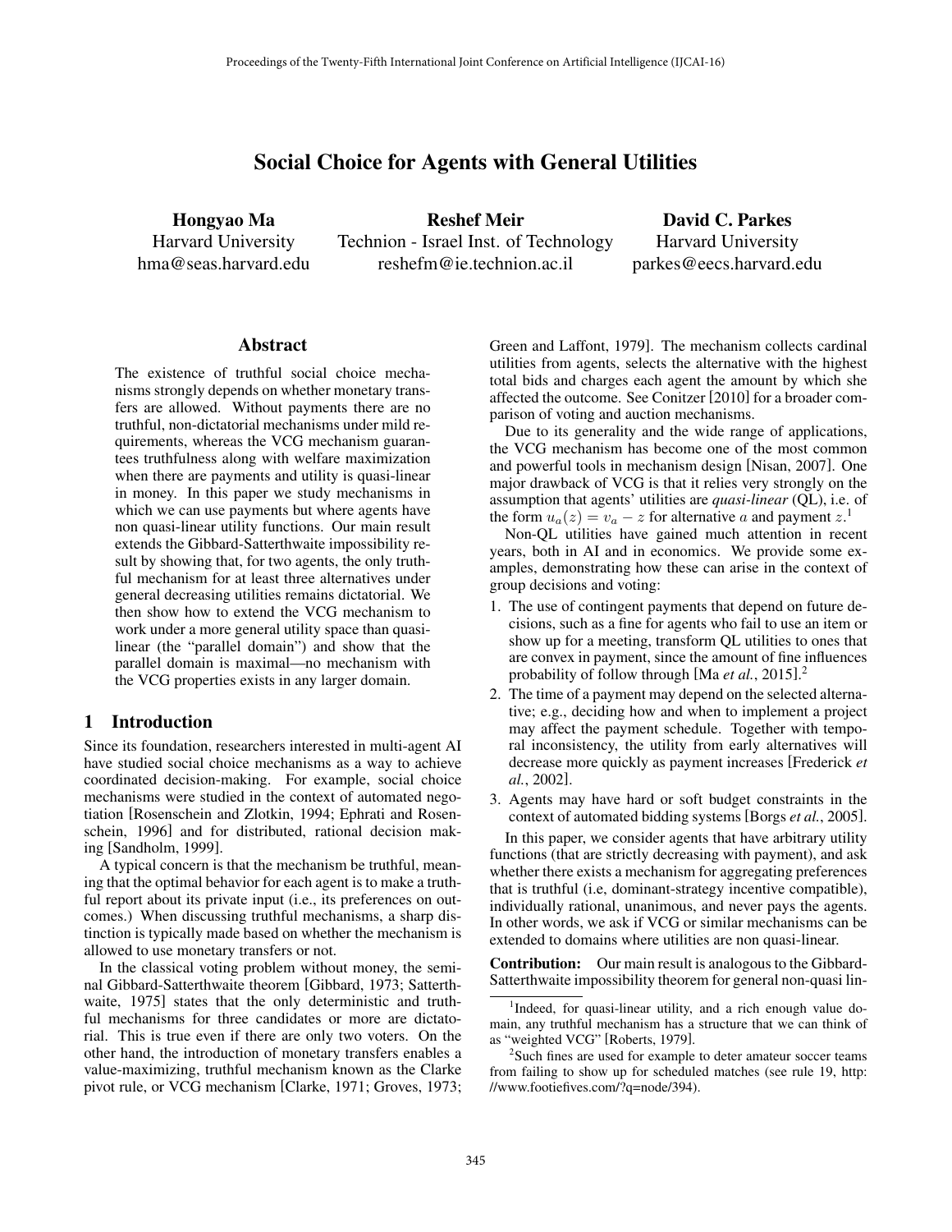# Social Choice for Agents with General Utilities

**Hongyao Ma**
Harvard University
hma@seas.harvard.edu

**Reshef Meir**
Technion - Israel Inst. of Technology
reshefm@ie.technion.ac.il

**David C. Parkes**
Harvard University
parkes@eecs.harvard.edu

## Abstract

The existence of truthful social choice mechanisms strongly depends on whether monetary transfers are allowed. Without payments there are no truthful, non-dictatorial mechanisms under mild requirements, whereas the VCG mechanism guarantees truthfulness along with welfare maximization when there are payments and utility is quasi-linear in money. In this paper we study mechanisms in which we can use payments but where agents have non quasi-linear utility functions. Our main result extends the Gibbard-Satterthwaite impossibility result by showing that, for two agents, the only truthful mechanism for at least three alternatives under general decreasing utilities remains dictatorial. We then show how to extend the VCG mechanism to work under a more general utility space than quasi-linear (the "parallel domain") and show that the parallel domain is maximal—no mechanism with the VCG properties exists in any larger domain.

## 1 Introduction

Since its foundation, researchers interested in multi-agent AI have studied social choice mechanisms as a way to achieve coordinated decision-making. For example, social choice mechanisms were studied in the context of automated negotiation [Rosenschein and Zlotkin, 1994; Ephrati and Rosenschein, 1996] and for distributed, rational decision making [Sandholm, 1999].

A typical concern is that the mechanism be truthful, meaning that the optimal behavior for each agent is to make a truthful report about its private input (i.e., its preferences on outcomes.) When discussing truthful mechanisms, a sharp distinction is typically made based on whether the mechanism is allowed to use monetary transfers or not.

In the classical voting problem without money, the seminal Gibbard-Satterthwaite theorem [Gibbard, 1973; Satterthwaite, 1975] states that the only deterministic and truthful mechanisms for three candidates or more are dictatorial. This is true even if there are only two voters. On the other hand, the introduction of monetary transfers enables a value-maximizing, truthful mechanism known as the Clarke pivot rule, or VCG mechanism [Clarke, 1971; Groves, 1973; Green and Laffont, 1979]. The mechanism collects cardinal utilities from agents, selects the alternative with the highest total bids and charges each agent the amount by which she affected the outcome. See Conitzer [2010] for a broader comparison of voting and auction mechanisms.

Due to its generality and the wide range of applications, the VCG mechanism has become one of the most common and powerful tools in mechanism design [Nisan, 2007]. One major drawback of VCG is that it relies very strongly on the assumption that agents' utilities are ***quasi-linear*** (QL), i.e. of the form $u_a(z) = v_a - z$ for alternative $a$ and payment $z$.[1]

Non-QL utilities have gained much attention in recent years, both in AI and in economics. We provide some examples, demonstrating how these can arise in the context of group decisions and voting:

1. The use of contingent payments that depend on future decisions, such as a fine for agents who fail to use an item or show up for a meeting, transform QL utilities to ones that are convex in payment, since the amount of fine influences probability of follow through [Ma *et al.*, 2015].[2]
2. The time of a payment may depend on the selected alternative; e.g., deciding how and when to implement a project may affect the payment schedule. Together with temporal inconsistency, the utility from early alternatives will decrease more quickly as payment increases [Frederick *et al.*, 2002].
3. Agents may have hard or soft budget constraints in the context of automated bidding systems [Borgs *et al.*, 2005].

In this paper, we consider agents that have arbitrary utility functions (that are strictly decreasing with payment), and ask whether there exists a mechanism for aggregating preferences that is truthful (i.e, dominant-strategy incentive compatible), individually rational, unanimous, and never pays the agents. In other words, we ask if VCG or similar mechanisms can be extended to domains where utilities are non quasi-linear.

**Contribution:** Our main result is analogous to the Gibbard-Satterthwaite impossibility theorem for general non-quasi lin-

[1] Indeed, for quasi-linear utility, and a rich enough value domain, any truthful mechanism has a structure that we can think of as "weighted VCG" [Roberts, 1979].

[2] Such fines are used for example to deter amateur soccer teams from failing to show up for scheduled matches (see rule 19, http://www.footiefives.com/?q=node/394).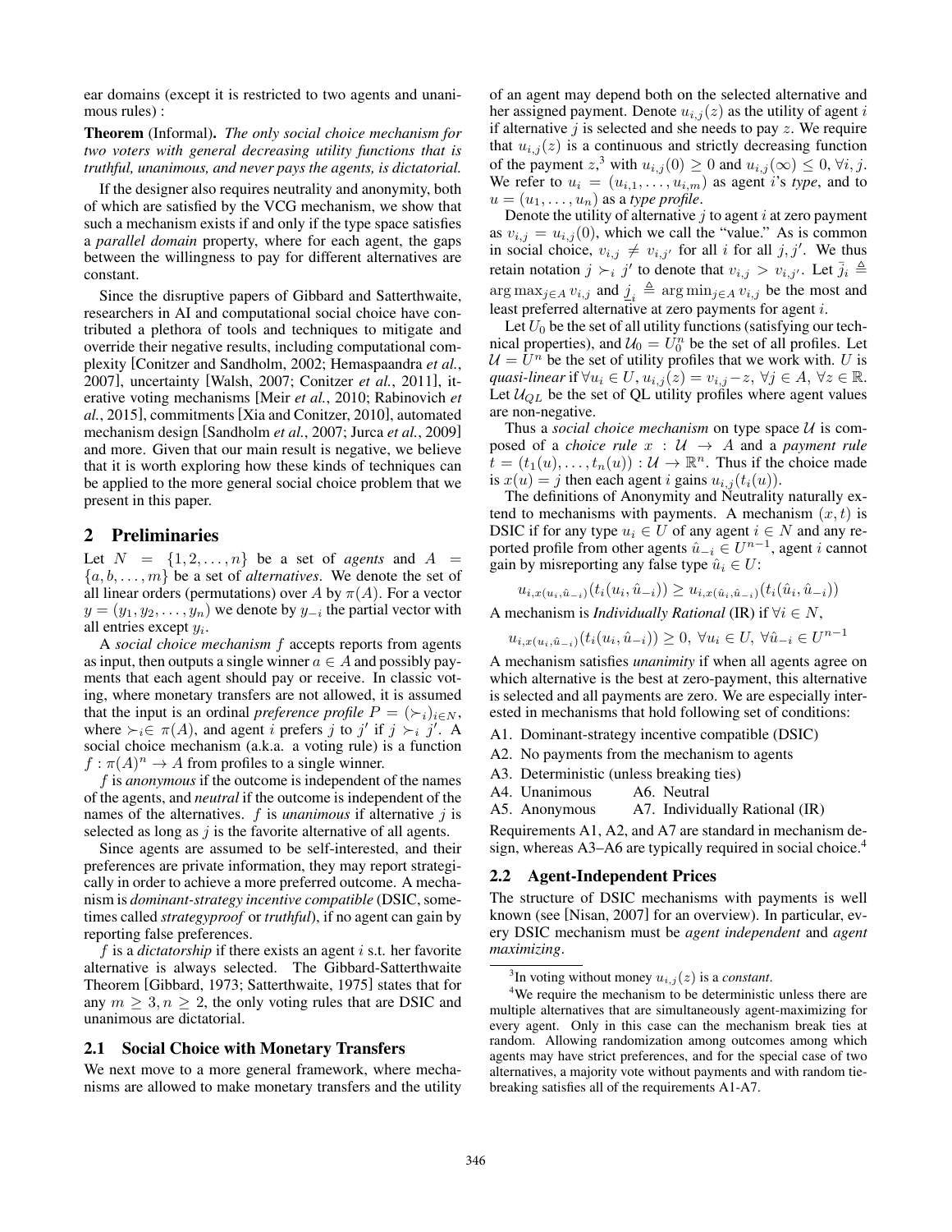ear domains (except it is restricted to two agents and unanimous rules) :

**Theorem** (Informal). *The only social choice mechanism for two voters with general decreasing utility functions that is truthful, unanimous, and never pays the agents, is dictatorial.*

If the designer also requires neutrality and anonymity, both of which are satisfied by the VCG mechanism, we show that such a mechanism exists if and only if the type space satisfies a *parallel domain* property, where for each agent, the gaps between the willingness to pay for different alternatives are constant.

Since the disruptive papers of Gibbard and Satterthwaite, researchers in AI and computational social choice have contributed a plethora of tools and techniques to mitigate and override their negative results, including computational complexity [Conitzer and Sandholm, 2002; Hemaspaandra *et al.*, 2007], uncertainty [Walsh, 2007; Conitzer *et al.*, 2011], iterative voting mechanisms [Meir *et al.*, 2010; Rabinovich *et al.*, 2015], commitments [Xia and Conitzer, 2010], automated mechanism design [Sandholm *et al.*, 2007; Jurca *et al.*, 2009] and more. Given that our main result is negative, we believe that it is worth exploring how these kinds of techniques can be applied to the more general social choice problem that we present in this paper.

## 2 Preliminaries

Let $N = \{1, 2, \ldots, n\}$ be a set of *agents* and $A = \{a, b, \ldots, m\}$ be a set of *alternatives*. We denote the set of all linear orders (permutations) over $A$ by $\pi(A)$. For a vector $y = (y_1, y_2, \ldots, y_n)$ we denote by $y_{-i}$ the partial vector with all entries except $y_i$.

A *social choice mechanism* $f$ accepts reports from agents as input, then outputs a single winner $a \in A$ and possibly payments that each agent should pay or receive. In classic voting, where monetary transfers are not allowed, it is assumed that the input is an ordinal *preference profile* $P = (\succ_i)_{i \in N}$, where $\succ_i \in \pi(A)$, and agent $i$ prefers $j$ to $j'$ if $j \succ_i j'$. A social choice mechanism (a.k.a. a voting rule) is a function $f : \pi(A)^n \to A$ from profiles to a single winner.

$f$ is *anonymous* if the outcome is independent of the names of the agents, and *neutral* if the outcome is independent of the names of the alternatives. $f$ is *unanimous* if alternative $j$ is selected as long as $j$ is the favorite alternative of all agents.

Since agents are assumed to be self-interested, and their preferences are private information, they may report strategically in order to achieve a more preferred outcome. A mechanism is *dominant-strategy incentive compatible* (DSIC, sometimes called *strategyproof* or *truthful*), if no agent can gain by reporting false preferences.

$f$ is a *dictatorship* if there exists an agent $i$ s.t. her favorite alternative is always selected. The Gibbard-Satterthwaite Theorem [Gibbard, 1973; Satterthwaite, 1975] states that for any $m \geq 3, n \geq 2$, the only voting rules that are DSIC and unanimous are dictatorial.

### 2.1 Social Choice with Monetary Transfers

We next move to a more general framework, where mechanisms are allowed to make monetary transfers and the utility of an agent may depend both on the selected alternative and her assigned payment. Denote $u_{i,j}(z)$ as the utility of agent $i$ if alternative $j$ is selected and she needs to pay $z$. We require that $u_{i,j}(z)$ is a continuous and strictly decreasing function of the payment $z$,[3] with $u_{i,j}(0) \geq 0$ and $u_{i,j}(\infty) \leq 0$, $\forall i, j$. We refer to $u_i = (u_{i,1}, \ldots, u_{i,m})$ as agent $i$'s *type*, and to $u = (u_1, \ldots, u_n)$ as a *type profile*.

Denote the utility of alternative $j$ to agent $i$ at zero payment as $v_{i,j} = u_{i,j}(0)$, which we call the "value." As is common in social choice, $v_{i,j} \neq v_{i,j'}$ for all $i$ for all $j, j'$. We thus retain notation $j \succ_i j'$ to denote that $v_{i,j} > v_{i,j'}$. Let $\bar{j}_i \triangleq \arg\max_{j \in A} v_{i,j}$ and $\underline{j}_i \triangleq \arg\min_{j \in A} v_{i,j}$ be the most and least preferred alternative at zero payments for agent $i$.

Let $U_0$ be the set of all utility functions (satisfying our technical properties), and $\mathcal{U}_0 = U_0^n$ be the set of all profiles. Let $\mathcal{U} = U^n$ be the set of utility profiles that we work with. $U$ is *quasi-linear* if $\forall u_i \in U, u_{i,j}(z) = v_{i,j} - z$, $\forall j \in A$, $\forall z \in \mathbb{R}$. Let $\mathcal{U}_{QL}$ be the set of QL utility profiles where agent values are non-negative.

Thus a *social choice mechanism* on type space $\mathcal{U}$ is composed of a *choice rule* $x : \mathcal{U} \to A$ and a *payment rule* $t = (t_1(u), \ldots, t_n(u)) : \mathcal{U} \to \mathbb{R}^n$. Thus if the choice made is $x(u) = j$ then each agent $i$ gains $u_{i,j}(t_i(u))$.

The definitions of Anonymity and Neutrality naturally extend to mechanisms with payments. A mechanism $(x, t)$ is DSIC if for any type $u_i \in U$ of any agent $i \in N$ and any reported profile from other agents $\hat{u}_{-i} \in U^{n-1}$, agent $i$ cannot gain by misreporting any false type $\hat{u}_i \in U$:

$$u_{i,x(u_i,\hat{u}_{-i})}(t_i(u_i, \hat{u}_{-i})) \geq u_{i,x(\hat{u}_i,\hat{u}_{-i})}(t_i(\hat{u}_i, \hat{u}_{-i}))$$

A mechanism is *Individually Rational* (IR) if $\forall i \in N$,

$$u_{i,x(u_i,\hat{u}_{-i})}(t_i(u_i, \hat{u}_{-i})) \geq 0, \ \forall u_i \in U, \ \forall \hat{u}_{-i} \in U^{n-1}$$

A mechanism satisfies *unanimity* if when all agents agree on which alternative is the best at zero-payment, this alternative is selected and all payments are zero. We are especially interested in mechanisms that hold following set of conditions:

- A1. Dominant-strategy incentive compatible (DSIC)
- A2. No payments from the mechanism to agents
- A3. Deterministic (unless breaking ties)
- A4. Unanimous
- A5. Anonymous
- A6. Neutral
- A7. Individually Rational (IR)

Requirements A1, A2, and A7 are standard in mechanism design, whereas A3–A6 are typically required in social choice.[4]

### 2.2 Agent-Independent Prices

The structure of DSIC mechanisms with payments is well known (see [Nisan, 2007] for an overview). In particular, every DSIC mechanism must be *agent independent* and *agent maximizing*.

---

[3] In voting without money $u_{i,j}(z)$ is a *constant*.

[4] We require the mechanism to be deterministic unless there are multiple alternatives that are simultaneously agent-maximizing for every agent. Only in this case can the mechanism break ties at random. Allowing randomization among outcomes among which agents may have strict preferences, and for the special case of two alternatives, a majority vote without payments and with random tie-breaking satisfies all of the requirements A1-A7.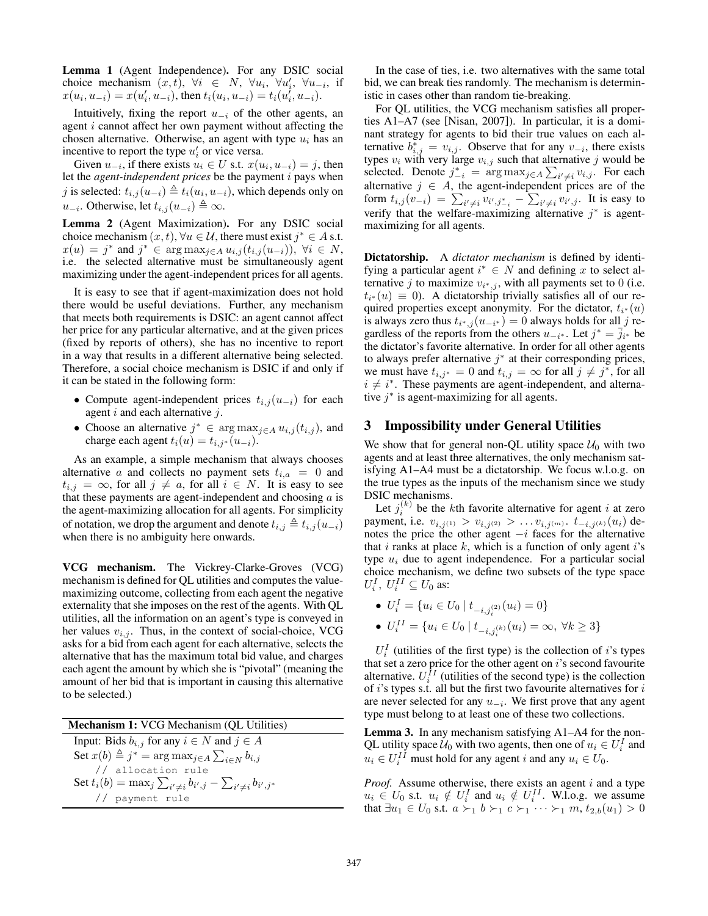**Lemma 1** (Agent Independence)**.** For any DSIC social choice mechanism $(x, t)$, $\forall i \in N$, $\forall u_i$, $\forall u'_i$, $\forall u_{-i}$, if $x(u_i, u_{-i}) = x(u'_i, u_{-i})$, then $t_i(u_i, u_{-i}) = t_i(u'_i, u_{-i})$.

Intuitively, fixing the report $u_{-i}$ of the other agents, an agent $i$ cannot affect her own payment without affecting the chosen alternative. Otherwise, an agent with type $u_i$ has an incentive to report the type $u'_i$ or vice versa.

Given $u_{-i}$, if there exists $u_i \in U$ s.t. $x(u_i, u_{-i}) = j$, then let the *agent-independent prices* be the payment $i$ pays when $j$ is selected: $t_{i,j}(u_{-i}) \triangleq t_i(u_i, u_{-i})$, which depends only on $u_{-i}$. Otherwise, let $t_{i,j}(u_{-i}) \triangleq \infty$.

**Lemma 2** (Agent Maximization)**.** For any DSIC social choice mechanism $(x, t), \forall u \in \mathcal{U}$, there must exist $j^* \in A$ s.t. $x(u) = j^*$ and $j^* \in \arg\max_{j \in A} u_{i,j}(t_{i,j}(u_{-i}))$, $\forall i \in N$, i.e. the selected alternative must be simultaneously agent maximizing under the agent-independent prices for all agents.

It is easy to see that if agent-maximization does not hold there would be useful deviations. Further, any mechanism that meets both requirements is DSIC: an agent cannot affect her price for any particular alternative, and at the given prices (fixed by reports of others), she has no incentive to report in a way that results in a different alternative being selected. Therefore, a social choice mechanism is DSIC if and only if it can be stated in the following form:

- Compute agent-independent prices $t_{i,j}(u_{-i})$ for each agent $i$ and each alternative $j$.
- Choose an alternative $j^* \in \arg\max_{j \in A} u_{i,j}(t_{i,j})$, and charge each agent $t_i(u) = t_{i,j^*}(u_{-i})$.

As an example, a simple mechanism that always chooses alternative $a$ and collects no payment sets $t_{i,a} = 0$ and $t_{i,j} = \infty$, for all $j \neq a$, for all $i \in N$. It is easy to see that these payments are agent-independent and choosing $a$ is the agent-maximizing allocation for all agents. For simplicity of notation, we drop the argument and denote $t_{i,j} \triangleq t_{i,j}(u_{-i})$ when there is no ambiguity here onwards.

**VCG mechanism.** The Vickrey-Clarke-Groves (VCG) mechanism is defined for QL utilities and computes the value-maximizing outcome, collecting from each agent the negative externality that she imposes on the rest of the agents. With QL utilities, all the information on an agent's type is conveyed in her values $v_{i,j}$. Thus, in the context of social-choice, VCG asks for a bid from each agent for each alternative, selects the alternative that has the maximum total bid value, and charges each agent the amount by which she is "pivotal" (meaning the amount of her bid that is important in causing this alternative to be selected.)

**Mechanism 1:** VCG Mechanism (QL Utilities)

Input: Bids $b_{i,j}$ for any $i \in N$ and $j \in A$
Set $x(b) \triangleq j^* = \arg\max_{j \in A} \sum_{i \in N} b_{i,j}$
```
    // allocation rule
```
Set $t_i(b) = \max_j \sum_{i' \neq i} b_{i',j} - \sum_{i' \neq i} b_{i',j^*}$
```
    // payment rule
```

In the case of ties, i.e. two alternatives with the same total bid, we can break ties randomly. The mechanism is deterministic in cases other than random tie-breaking.

For QL utilities, the VCG mechanism satisfies all properties A1–A7 (see [Nisan, 2007]). In particular, it is a dominant strategy for agents to bid their true values on each alternative $b^*_{i,j} = v_{i,j}$. Observe that for any $v_{-i}$, there exists types $v_i$ with very large $v_{i,j}$ such that alternative $j$ would be selected. Denote $j^*_{-i} = \arg\max_{j \in A} \sum_{i' \neq i} v_{i,j}$. For each alternative $j \in A$, the agent-independent prices are of the form $t_{i,j}(v_{-i}) = \sum_{i' \neq i} v_{i',j^*_{-i}} - \sum_{i' \neq i} v_{i',j}$. It is easy to verify that the welfare-maximizing alternative $j^*$ is agent-maximizing for all agents.

**Dictatorship.** A *dictator mechanism* is defined by identifying a particular agent $i^* \in N$ and defining $x$ to select alternative $j$ to maximize $v_{i^*,j}$, with all payments set to 0 (i.e. $t_{i^*}(u) \equiv 0$). A dictatorship trivially satisfies all of our required properties except anonymity. For the dictator, $t_{i^*}(u)$ is always zero thus $t_{i^*,j}(u_{-i^*}) = 0$ always holds for all $j$ regardless of the reports from the others $u_{-i^*}$. Let $j^* = \bar{j}_{i^*}$ be the dictator's favorite alternative. In order for all other agents to always prefer alternative $j^*$ at their corresponding prices, we must have $t_{i,j^*} = 0$ and $t_{i,j} = \infty$ for all $j \neq j^*$, for all $i \neq i^*$. These payments are agent-independent, and alternative $j^*$ is agent-maximizing for all agents.

## 3 Impossibility under General Utilities

We show that for general non-QL utility space $\mathcal{U}_0$ with two agents and at least three alternatives, the only mechanism satisfying A1–A4 must be a dictatorship. We focus w.l.o.g. on the true types as the inputs of the mechanism since we study DSIC mechanisms.

Let $j_i^{(k)}$ be the $k$th favorite alternative for agent $i$ at zero payment, i.e. $v_{i,j^{(1)}} > v_{i,j^{(2)}} > \dots v_{i,j^{(m)}}$. $t_{-i,j^{(k)}}(u_i)$ denotes the price the other agent $-i$ faces for the alternative that $i$ ranks at place $k$, which is a function of only agent $i$'s type $u_i$ due to agent independence. For a particular social choice mechanism, we define two subsets of the type space $U_i^I$, $U_i^{II} \subseteq U_0$ as:

- $U_i^I = \{u_i \in U_0 \mid t_{-i,j_i^{(2)}}(u_i) = 0\}$
- $U_i^{II} = \{u_i \in U_0 \mid t_{-i,j_i^{(k)}}(u_i) = \infty, \ \forall k \geq 3\}$

$U_i^I$ (utilities of the first type) is the collection of $i$'s types that set a zero price for the other agent on $i$'s second favourite alternative. $U_i^{II}$ (utilities of the second type) is the collection of $i$'s types s.t. all but the first two favourite alternatives for $i$ are never selected for any $u_{-i}$. We first prove that any agent type must belong to at least one of these two collections.

**Lemma 3.** *In any mechanism satisfying A1–A4 for the non-QL utility space $\mathcal{U}_0$ with two agents, then one of $u_i \in U_i^I$ and $u_i \in U_i^{II}$ must hold for any agent $i$ and any $u_i \in U_0$.*

*Proof.* Assume otherwise, there exists an agent $i$ and a type $u_i \in U_0$ s.t. $u_i \notin U_i^I$ and $u_i \notin U_i^{II}$. W.l.o.g. we assume that $\exists u_1 \in U_0$ s.t. $a \succ_1 b \succ_1 c \succ_1 \dots \succ_1 m$, $t_{2,b}(u_1) > 0$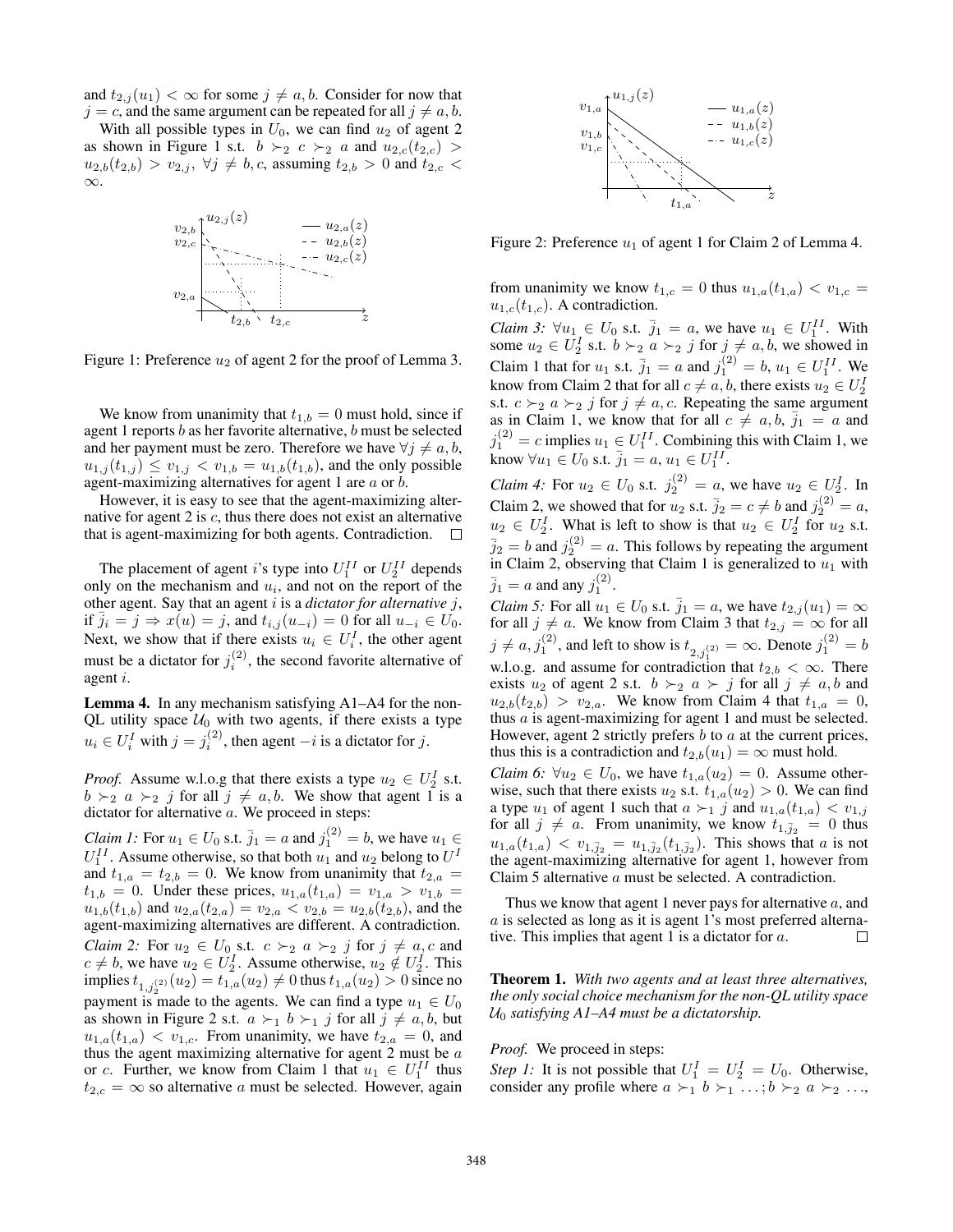and $t_{2,j}(u_1) < \infty$ for some $j \neq a, b$. Consider for now that $j = c$, and the same argument can be repeated for all $j \neq a, b$.

With all possible types in $U_0$, we can find $u_2$ of agent 2 as shown in Figure 1 s.t. $b \succ_2 c \succ_2 a$ and $u_{2,c}(t_{2,c}) > u_{2,b}(t_{2,b}) > v_{2,j}, \forall j \neq b, c$, assuming $t_{2,b} > 0$ and $t_{2,c} < \infty$.

Figure 1: Preference $u_2$ of agent 2 for the proof of Lemma 3.

We know from unanimity that $t_{1,b} = 0$ must hold, since if agent 1 reports $b$ as her favorite alternative, $b$ must be selected and her payment must be zero. Therefore we have $\forall j \neq a, b$, $u_{1,j}(t_{1,j}) \leq v_{1,j} < v_{1,b} = u_{1,b}(t_{1,b})$, and the only possible agent-maximizing alternatives for agent 1 are $a$ or $b$.

However, it is easy to see that the agent-maximizing alternative for agent 2 is $c$, thus there does not exist an alternative that is agent-maximizing for both agents. Contradiction. □

The placement of agent $i$'s type into $U_1^{II}$ or $U_2^{II}$ depends only on the mechanism and $u_i$, and not on the report of the other agent. Say that an agent $i$ is a *dictator for alternative* $j$, if $\bar{j}_i = j \Rightarrow x(u) = j$, and $t_{i,j}(u_{-i}) = 0$ for all $u_{-i} \in U_0$. Next, we show that if there exists $u_i \in U_i^I$, the other agent must be a dictator for $j_i^{(2)}$, the second favorite alternative of agent $i$.

**Lemma 4.** *In any mechanism satisfying A1–A4 for the non-QL utility space $\mathcal{U}_0$ with two agents, if there exists a type $u_i \in U_i^I$ with $j = j_i^{(2)}$, then agent $-i$ is a dictator for $j$.*

*Proof.* Assume w.l.o.g that there exists a type $u_2 \in U_2^I$ s.t. $b \succ_2 a \succ_2 j$ for all $j \neq a, b$. We show that agent 1 is a dictator for alternative $a$. We proceed in steps:

*Claim 1:* For $u_1 \in U_0$ s.t. $\bar{j}_1 = a$ and $j_1^{(2)} = b$, we have $u_1 \in U_1^{II}$. Assume otherwise, so that both $u_1$ and $u_2$ belong to $U^I$ and $t_{1,a} = t_{2,b} = 0$. We know from unanimity that $t_{2,a} = t_{1,b} = 0$. Under these prices, $u_{1,a}(t_{1,a}) = v_{1,a} > v_{1,b} = u_{1,b}(t_{1,b})$ and $u_{2,a}(t_{2,a}) = v_{2,a} < v_{2,b} = u_{2,b}(t_{2,b})$, and the agent-maximizing alternatives are different. A contradiction.

*Claim 2:* For $u_2 \in U_0$ s.t. $c \succ_2 a \succ_2 j$ for $j \neq a, c$ and $c \neq b$, we have $u_2 \in U_2^I$. Assume otherwise, $u_2 \notin U_2^I$. This implies $t_{1,j_2^{(2)}}(u_2) = t_{1,a}(u_2) \neq 0$ thus $t_{1,a}(u_2) > 0$ since no payment is made to the agents. We can find a type $u_1 \in U_0$ as shown in Figure 2 s.t. $a \succ_1 b \succ_1 j$ for all $j \neq a, b$, but $u_{1,a}(t_{1,a}) < v_{1,c}$. From unanimity, we have $t_{2,a} = 0$, and thus the agent maximizing alternative for agent 2 must be $a$ or $c$. Further, we know from Claim 1 that $u_1 \in U_1^{II}$ thus $t_{2,c} = \infty$ so alternative $a$ must be selected. However, again from unanimity we know $t_{1,c} = 0$ thus $u_{1,a}(t_{1,a}) < v_{1,c} = u_{1,c}(t_{1,c})$. A contradiction.

Figure 2: Preference $u_1$ of agent 1 for Claim 2 of Lemma 4.

*Claim 3:* $\forall u_1 \in U_0$ s.t. $\bar{j}_1 = a$, we have $u_1 \in U_1^{II}$. With some $u_2 \in U_2^I$ s.t. $b \succ_2 a \succ_2 j$ for $j \neq a, b$, we showed in Claim 1 that for $u_1$ s.t. $\bar{j}_1 = a$ and $j_1^{(2)} = b$, $u_1 \in U_1^{II}$. We know from Claim 2 that for all $c \neq a, b$, there exists $u_2 \in U_2^I$ s.t. $c \succ_2 a \succ_2 j$ for $j \neq a, c$. Repeating the same argument as in Claim 1, we know that for all $c \neq a, b$, $\bar{j}_1 = a$ and $j_1^{(2)} = c$ implies $u_1 \in U_1^{II}$. Combining this with Claim 1, we know $\forall u_1 \in U_0$ s.t. $\bar{j}_1 = a$, $u_1 \in U_1^{II}$.

*Claim 4:* For $u_2 \in U_0$ s.t. $j_2^{(2)} = a$, we have $u_2 \in U_2^I$. In Claim 2, we showed that for $u_2$ s.t. $\bar{j}_2 = c \neq b$ and $j_2^{(2)} = a$, $u_2 \in U_2^I$. What is left to show is that $u_2 \in U_2^I$ for $u_2$ s.t. $\bar{j}_2 = b$ and $j_2^{(2)} = a$. This follows by repeating the argument in Claim 2, observing that Claim 1 is generalized to $u_1$ with $\bar{j}_1 = a$ and any $j_1^{(2)}$.

*Claim 5:* For all $u_1 \in U_0$ s.t. $\bar{j}_1 = a$, we have $t_{2,j}(u_1) = \infty$ for all $j \neq a$. We know from Claim 3 that $t_{2,j} = \infty$ for all $j \neq a, j_1^{(2)}$, and left to show is $t_{2,j_1^{(2)}} = \infty$. Denote $j_1^{(2)} = b$ w.l.o.g. and assume for contradiction that $t_{2,b} < \infty$. There exists $u_2$ of agent 2 s.t. $b \succ_2 a \succ j$ for all $j \neq a, b$ and $u_{2,b}(t_{2,b}) > v_{2,a}$. We know from Claim 4 that $t_{1,a} = 0$, thus $a$ is agent-maximizing for agent 1 and must be selected. However, agent 2 strictly prefers $b$ to $a$ at the current prices, thus this is a contradiction and $t_{2,b}(u_1) = \infty$ must hold.

*Claim 6:* $\forall u_2 \in U_0$, we have $t_{1,a}(u_2) = 0$. Assume otherwise, such that there exists $u_2$ s.t. $t_{1,a}(u_2) > 0$. We can find a type $u_1$ of agent 1 such that $a \succ_1 j$ and $u_{1,a}(t_{1,a}) < v_{1,j}$ for all $j \neq a$. From unanimity, we know $t_{1,\bar{j}_2} = 0$ thus $u_{1,a}(t_{1,a}) < v_{1,\bar{j}_2} = u_{1,\bar{j}_2}(t_{1,\bar{j}_2})$. This shows that $a$ is not the agent-maximizing alternative for agent 1, however from Claim 5 alternative $a$ must be selected. A contradiction.

Thus we know that agent 1 never pays for alternative $a$, and $a$ is selected as long as it is agent 1's most preferred alternative. This implies that agent 1 is a dictator for $a$. □

**Theorem 1.** *With two agents and at least three alternatives, the only social choice mechanism for the non-QL utility space $\mathcal{U}_0$ satisfying A1–A4 must be a dictatorship.*

*Proof.* We proceed in steps:

*Step 1:* It is not possible that $U_1^I = U_2^I = U_0$. Otherwise, consider any profile where $a \succ_1 b \succ_1 \ldots ; b \succ_2 a \succ_2 \ldots$,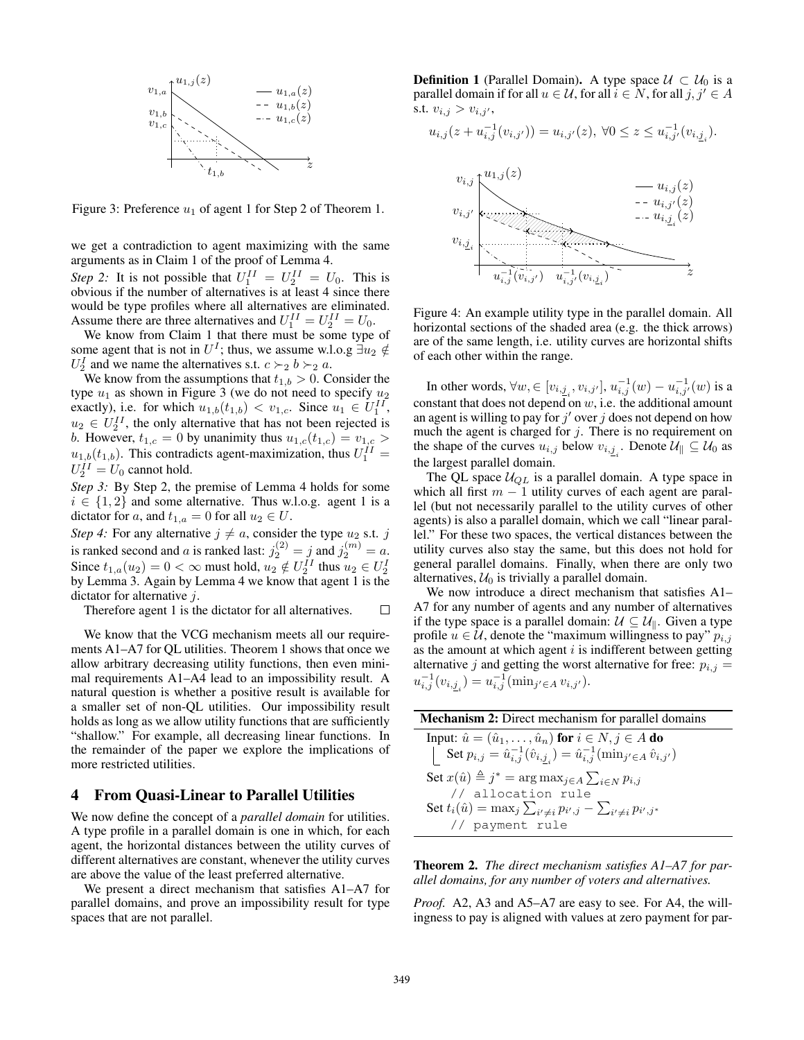Figure 3: Preference $u_1$ of agent 1 for Step 2 of Theorem 1.

we get a contradiction to agent maximizing with the same arguments as in Claim 1 of the proof of Lemma 4.

*Step 2:* It is not possible that $U_1^{II} = U_2^{II} = U_0$. This is obvious if the number of alternatives is at least 4 since there would be type profiles where all alternatives are eliminated. Assume there are three alternatives and $U_1^{II} = U_2^{II} = U_0$.

We know from Claim 1 that there must be some type of some agent that is not in $U^I$; thus, we assume w.l.o.g $\exists u_2 \notin U_2^I$ and we name the alternatives s.t. $c \succ_2 b \succ_2 a$.

We know from the assumptions that $t_{1,b} > 0$. Consider the type $u_1$ as shown in Figure 3 (we do not need to specify $u_2$ exactly), i.e. for which $u_{1,b}(t_{1,b}) < v_{1,c}$. Since $u_1 \in U_1^{II}$, $u_2 \in U_2^{II}$, the only alternative that has not been rejected is $b$. However, $t_{1,c} = 0$ by unanimity thus $u_{1,c}(t_{1,c}) = v_{1,c} > u_{1,b}(t_{1,b})$. This contradicts agent-maximization, thus $U_1^{II} = U_2^{II} = U_0$ cannot hold.

*Step 3:* By Step 2, the premise of Lemma 4 holds for some $i \in \{1, 2\}$ and some alternative. Thus w.l.o.g. agent 1 is a dictator for $a$, and $t_{1,a} = 0$ for all $u_2 \in U$.

*Step 4:* For any alternative $j \neq a$, consider the type $u_2$ s.t. $j$ is ranked second and $a$ is ranked last: $j_2^{(2)} = j$ and $j_2^{(m)} = a$. Since $t_{1,a}(u_2) = 0 < \infty$ must hold, $u_2 \notin U_2^{II}$ thus $u_2 \in U_2^I$ by Lemma 3. Again by Lemma 4 we know that agent 1 is the dictator for alternative $j$.

Therefore agent 1 is the dictator for all alternatives. □

We know that the VCG mechanism meets all our requirements A1–A7 for QL utilities. Theorem 1 shows that once we allow arbitrary decreasing utility functions, then even minimal requirements A1–A4 lead to an impossibility result. A natural question is whether a positive result is available for a smaller set of non-QL utilities. Our impossibility result holds as long as we allow utility functions that are sufficiently "shallow." For example, all decreasing linear functions. In the remainder of the paper we explore the implications of more restricted utilities.

## 4 From Quasi-Linear to Parallel Utilities

We now define the concept of a *parallel domain* for utilities. A type profile in a parallel domain is one in which, for each agent, the horizontal distances between the utility curves of different alternatives are constant, whenever the utility curves are above the value of the least preferred alternative.

We present a direct mechanism that satisfies A1–A7 for parallel domains, and prove an impossibility result for type spaces that are not parallel.

**Definition 1** (Parallel Domain)**.** A type space $\mathcal{U} \subset \mathcal{U}_0$ is a parallel domain if for all $u \in \mathcal{U}$, for all $i \in N$, for all $j, j' \in A$ s.t. $v_{i,j} > v_{i,j'}$,

$$u_{i,j}(z + u_{i,j}^{-1}(v_{i,j'})) = u_{i,j'}(z),\ \forall 0 \leq z \leq u_{i,j'}^{-1}(v_{i,\underline{j}_i}).$$

Figure 4: An example utility type in the parallel domain. All horizontal sections of the shaded area (e.g. the thick arrows) are of the same length, i.e. utility curves are horizontal shifts of each other within the range.

In other words, $\forall w, \in [v_{i,\underline{j}_i}, v_{i,j'}]$, $u_{i,j}^{-1}(w) - u_{i,j'}^{-1}(w)$ is a constant that does not depend on $w$, i.e. the additional amount an agent is willing to pay for $j'$ over $j$ does not depend on how much the agent is charged for $j$. There is no requirement on the shape of the curves $u_{i,j}$ below $v_{i,\underline{j}_i}$. Denote $\mathcal{U}_{\parallel} \subseteq \mathcal{U}_0$ as the largest parallel domain.

The QL space $\mathcal{U}_{QL}$ is a parallel domain. A type space in which all first $m-1$ utility curves of each agent are parallel (but not necessarily parallel to the utility curves of other agents) is also a parallel domain, which we call "linear parallel." For these two spaces, the vertical distances between the utility curves also stay the same, but this does not hold for general parallel domains. Finally, when there are only two alternatives, $\mathcal{U}_0$ is trivially a parallel domain.

We now introduce a direct mechanism that satisfies A1–A7 for any number of agents and any number of alternatives if the type space is a parallel domain: $\mathcal{U} \subseteq \mathcal{U}_{\parallel}$. Given a type profile $u \in \mathcal{U}$, denote the "maximum willingness to pay" $p_{i,j}$ as the amount at which agent $i$ is indifferent between getting alternative $j$ and getting the worst alternative for free: $p_{i,j} = u_{i,j}^{-1}(v_{i,\underline{j}_i}) = u_{i,j}^{-1}(\min_{j' \in A} v_{i,j'})$.

---

**Mechanism 2:** Direct mechanism for parallel domains

Input: $\hat{u} = (\hat{u}_1, \ldots, \hat{u}_n)$ **for** $i \in N, j \in A$ **do**
  Set $p_{i,j} = \hat{u}_{i,j}^{-1}(\hat{v}_{i,\underline{j}_i}) = \hat{u}_{i,j}^{-1}(\min_{j' \in A} \hat{v}_{i,j'})$

Set $x(\hat{u}) \triangleq j^* = \arg\max_{j \in A} \sum_{i \in N} p_{i,j}$
  `// allocation rule`
Set $t_i(\hat{u}) = \max_j \sum_{i' \neq i} p_{i',j} - \sum_{i' \neq i} p_{i',j^*}$
  `// payment rule`

---

**Theorem 2.** *The direct mechanism satisfies A1–A7 for parallel domains, for any number of voters and alternatives.*

*Proof.* A2, A3 and A5–A7 are easy to see. For A4, the willingness to pay is aligned with values at zero payment for par-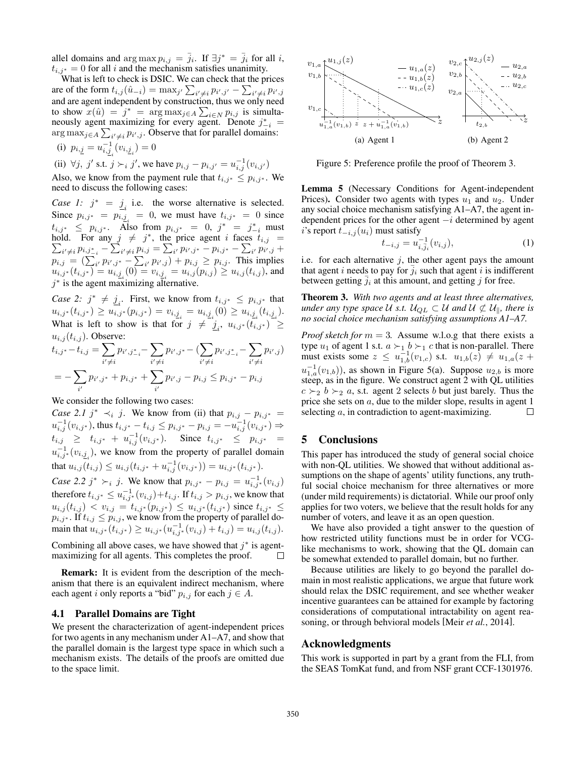allel domains and $\arg\max p_{i,j} = \bar{j}_i$. If $\exists j^* = \bar{j}_i$ for all $i$, $t_{i,j^*} = 0$ for all $i$ and the mechanism satisfies unanimity.

What is left to check is DSIC. We can check that the prices are of the form $t_{i,j}(\hat{u}_{-i}) = \max_{j'} \sum_{i' \neq i} p_{i',j'} - \sum_{i' \neq i} p_{i',j}$ and are agent independent by construction, thus we only need to show $x(\hat{u}) = j^* = \arg\max_{j \in A} \sum_{i \in N} p_{i,j}$ is simultaneously agent maximizing for every agent. Denote $j^*_{-i} = \arg\max_{j \in A} \sum_{i' \neq i} p_{i',j}$. Observe that for parallel domains:

(i) $p_{i,\underline{j}} = u^{-1}_{i,\underline{j}_i}(v_{i,\underline{j}_i}) = 0$

(ii) $\forall j, j'$ s.t. $j \succ_i j'$, we have $p_{i,j} - p_{i,j'} = u^{-1}_{i,j}(v_{i,j'})$

Also, we know from the payment rule that $t_{i,j^*} \leq p_{i,j^*}$. We need to discuss the following cases:

*Case 1:* $j^* = \underline{j}_i$ i.e. the worse alternative is selected. Since $p_{i,j^*} = p_{i,\underline{j}_i} = 0$, we must have $t_{i,j^*} = 0$ since $t_{i,j^*} \leq p_{i,j^*}$. Also from $p_{i,j^*} = 0$, $j^* = j^*_{-i}$ must hold. For any $j \neq j^*$, the price agent $i$ faces $t_{i,j} = \sum_{i' \neq i} p_{i,j^*_{-i}} - \sum_{i' \neq i} p_{i,j} = \sum_{i'} p_{i',j^*} - p_{i,j^*} - \sum_{i'} p_{i',j} + p_{i,j} = (\sum_{i'} p_{i',j^*} - \sum_{i'} p_{i',j}) + p_{i,j} \geq p_{i,j}$. This implies $u_{i,j^*}(t_{i,j^*}) = u_{i,\underline{j}_i}(0) = v_{i,\underline{j}_i} = u_{i,j}(p_{i,j}) \geq u_{i,j}(t_{i,j})$, and $j^*$ is the agent maximizing alternative.

*Case 2:* $j^* \neq \underline{j}_i$. First, we know from $t_{i,j^*} \leq p_{i,j^*}$ that $u_{i,j^*}(t_{i,j^*}) \geq u_{i,j^*}(p_{i,j^*}) = v_{i,\underline{j}_i} = u_{i,\underline{j}_i}(0) \geq u_{i,\underline{j}_i}(t_{i,\underline{j}_i})$. What is left to show is that for $j \neq \underline{j}_i$, $u_{i,j^*}(t_{i,j^*}) \geq u_{i,j}(t_{i,j})$. Observe:

$$t_{i,j^*} - t_{i,j} = \sum_{i' \neq i} p_{i',j^*_{-i}} - \sum_{i' \neq i} p_{i',j^*} - (\sum_{i' \neq i} p_{i',j^*_{-i}} - \sum_{i' \neq i} p_{i',j})$$

$$= -\sum_{i'} p_{i',j^*} + p_{i,j^*} + \sum_{i'} p_{i',j} - p_{i,j} \leq p_{i,j^*} - p_{i,j}$$

We consider the following two cases:

*Case 2.1* $j^* \prec_i j$. We know from (ii) that $p_{i,j} - p_{i,j^*} = u^{-1}_{i,j}(v_{i,j^*})$, thus $t_{i,j^*} - t_{i,j} \leq p_{i,j^*} - p_{i,j} = -u^{-1}_{i,j}(v_{i,j^*}) \Rightarrow t_{i,j} \geq t_{i,j^*} + u^{-1}_{i,j}(v_{i,j^*})$. Since $t_{i,j^*} \leq p_{i,j^*} = u^{-1}_{i,j^*}(v_{i,\underline{j}_i})$, we know from the property of parallel domain that $u_{i,j}(t_{i,j}) \leq u_{i,j}(t_{i,j^*} + u^{-1}_{i,j}(v_{i,j^*})) = u_{i,j^*}(t_{i,j^*})$.

*Case 2.2* $j^* \succ_i j$. We know that $p_{i,j^*} - p_{i,j} = u^{-1}_{i,j^*}(v_{i,j})$ therefore $t_{i,j^*} \leq u^{-1}_{i,j^*}(v_{i,j}) + t_{i,j}$. If $t_{i,j} > p_{i,j}$, we know that $u_{i,j}(t_{i,j}) < v_{i,j} = t_{i,j^*}(p_{i,j^*}) \leq u_{i,j^*}(t_{i,j^*})$ since $t_{i,j^*} \leq p_{i,j^*}$. If $t_{i,j} \leq p_{i,j}$, we know from the property of parallel domain that $u_{i,j^*}(t_{i,j^*}) \geq u_{i,j^*}(u^{-1}_{i,j^*}(v_{i,j}) + t_{i,j}) = u_{i,j}(t_{i,j})$.

Combining all above cases, we have showed that $j^*$ is agent-maximizing for all agents. This completes the proof. $\square$

**Remark:** It is evident from the description of the mechanism that there is an equivalent indirect mechanism, where each agent $i$ only reports a "bid" $p_{i,j}$ for each $j \in A$.

### 4.1 Parallel Domains are Tight

We present the characterization of agent-independent prices for two agents in any mechanism under A1–A7, and show that the parallel domain is the largest type space in which such a mechanism exists. The details of the proofs are omitted due to the space limit.

(a) Agent 1 (b) Agent 2

Figure 5: Preference profile the proof of Theorem 3.

**Lemma 5** (Necessary Conditions for Agent-independent Prices)**.** Consider two agents with types $u_1$ and $u_2$. Under any social choice mechanism satisfying A1–A7, the agent independent prices for the other agent $-i$ determined by agent $i$'s report $t_{-i,j}(u_i)$ must satisfy

$$t_{-i,j} = u^{-1}_{i,\bar{j}_i}(v_{i,j}), \tag{1}$$

i.e. for each alternative $j$, the other agent pays the amount that agent $i$ needs to pay for $\bar{j}_i$ such that agent $i$ is indifferent between getting $\bar{j}_i$ at this amount, and getting $j$ for free.

**Theorem 3.** *With two agents and at least three alternatives, under any type space $\mathcal{U}$ s.t. $\mathcal{U}_{QL} \subset \mathcal{U}$ and $\mathcal{U} \not\subset \mathcal{U}_{\parallel}$, there is no social choice mechanism satisfying assumptions A1–A7.*

*Proof sketch for $m = 3$.* Assume w.l.o.g that there exists a type $u_1$ of agent 1 s.t. $a \succ_1 b \succ_1 c$ that is non-parallel. There must exists some $z \leq u^{-1}_{1,b}(v_{1,c})$ s.t. $u_{1,b}(z) \neq u_{1,a}(z + u^{-1}_{1,a}(v_{1,b}))$, as shown in Figure 5(a). Suppose $u_{2,b}$ is more steep, as in the figure. We construct agent 2 with QL utilities $c \succ_2 b \succ_2 a$, s.t. agent 2 selects $b$ but just barely. Thus the price she sets on $a$, due to the milder slope, results in agent 1 selecting $a$, in contradiction to agent-maximizing. $\square$

## 5 Conclusions

This paper has introduced the study of general social choice with non-QL utilities. We showed that without additional assumptions on the shape of agents' utility functions, any truthful social choice mechanism for three alternatives or more (under mild requirements) is dictatorial. While our proof only applies for two voters, we believe that the result holds for any number of voters, and leave it as an open question.

We have also provided a tight answer to the question of how restricted utility functions must be in order for VCG-like mechanisms to work, showing that the QL domain can be somewhat extended to parallel domain, but no further.

Because utilities are likely to go beyond the parallel domain in most realistic applications, we argue that future work should relax the DSIC requirement, and see whether weaker incentive guarantees can be attained for example by factoring considerations of computational intractability on agent reasoning, or through behvioral models [Meir *et al.*, 2014].

## Acknowledgments

This work is supported in part by a grant from the FLI, from the SEAS TomKat fund, and from NSF grant CCF-1301976.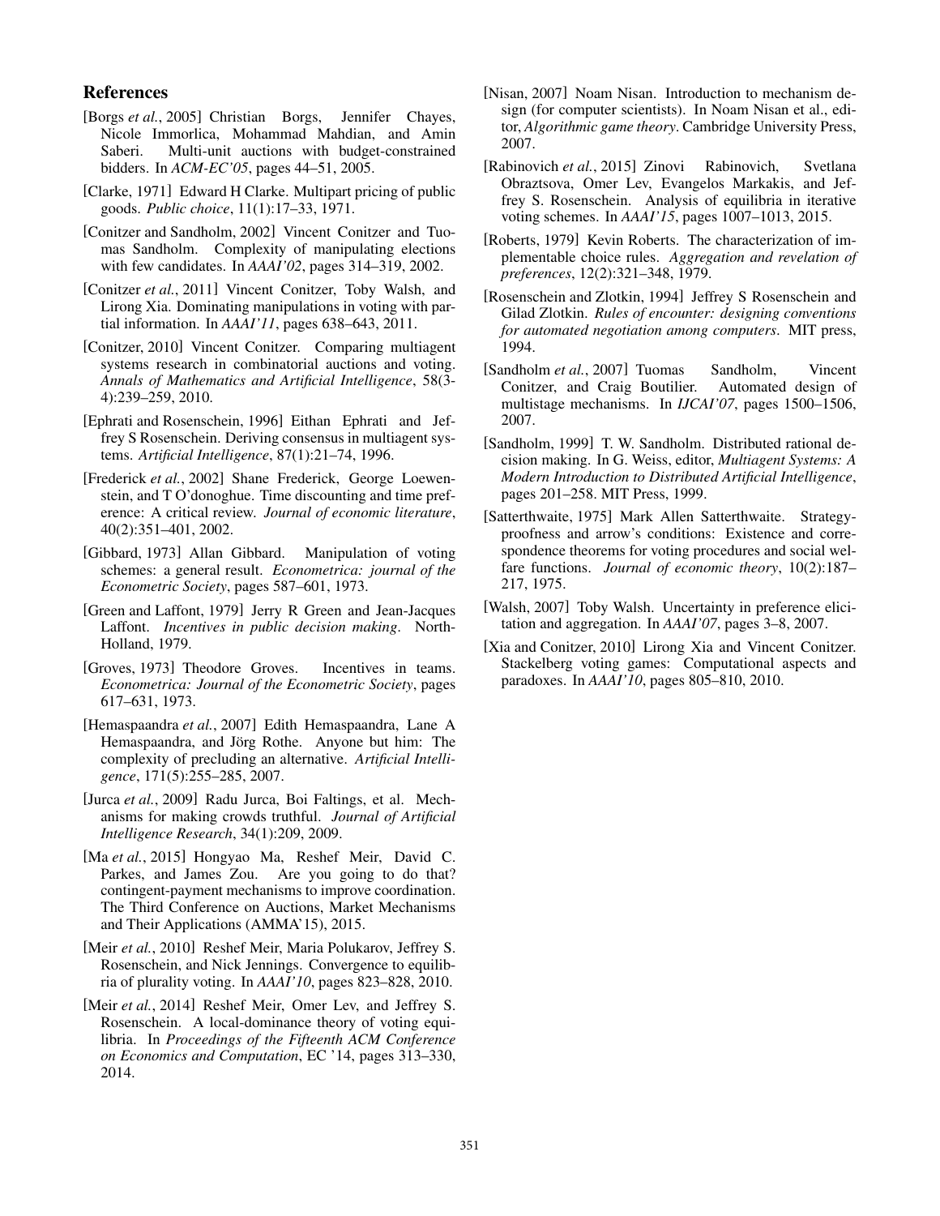## References

[Borgs *et al.*, 2005] Christian Borgs, Jennifer Chayes, Nicole Immorlica, Mohammad Mahdian, and Amin Saberi. Multi-unit auctions with budget-constrained bidders. In *ACM-EC'05*, pages 44–51, 2005.

[Clarke, 1971] Edward H Clarke. Multipart pricing of public goods. *Public choice*, 11(1):17–33, 1971.

[Conitzer and Sandholm, 2002] Vincent Conitzer and Tuomas Sandholm. Complexity of manipulating elections with few candidates. In *AAAI'02*, pages 314–319, 2002.

[Conitzer *et al.*, 2011] Vincent Conitzer, Toby Walsh, and Lirong Xia. Dominating manipulations in voting with partial information. In *AAAI'11*, pages 638–643, 2011.

[Conitzer, 2010] Vincent Conitzer. Comparing multiagent systems research in combinatorial auctions and voting. *Annals of Mathematics and Artificial Intelligence*, 58(3-4):239–259, 2010.

[Ephrati and Rosenschein, 1996] Eithan Ephrati and Jeffrey S Rosenschein. Deriving consensus in multiagent systems. *Artificial Intelligence*, 87(1):21–74, 1996.

[Frederick *et al.*, 2002] Shane Frederick, George Loewenstein, and T O'donoghue. Time discounting and time preference: A critical review. *Journal of economic literature*, 40(2):351–401, 2002.

[Gibbard, 1973] Allan Gibbard. Manipulation of voting schemes: a general result. *Econometrica: journal of the Econometric Society*, pages 587–601, 1973.

[Green and Laffont, 1979] Jerry R Green and Jean-Jacques Laffont. *Incentives in public decision making*. North-Holland, 1979.

[Groves, 1973] Theodore Groves. Incentives in teams. *Econometrica: Journal of the Econometric Society*, pages 617–631, 1973.

[Hemaspaandra *et al.*, 2007] Edith Hemaspaandra, Lane A Hemaspaandra, and Jörg Rothe. Anyone but him: The complexity of precluding an alternative. *Artificial Intelligence*, 171(5):255–285, 2007.

[Jurca *et al.*, 2009] Radu Jurca, Boi Faltings, et al. Mechanisms for making crowds truthful. *Journal of Artificial Intelligence Research*, 34(1):209, 2009.

[Ma *et al.*, 2015] Hongyao Ma, Reshef Meir, David C. Parkes, and James Zou. Are you going to do that? contingent-payment mechanisms to improve coordination. The Third Conference on Auctions, Market Mechanisms and Their Applications (AMMA'15), 2015.

[Meir *et al.*, 2010] Reshef Meir, Maria Polukarov, Jeffrey S. Rosenschein, and Nick Jennings. Convergence to equilibria of plurality voting. In *AAAI'10*, pages 823–828, 2010.

[Meir *et al.*, 2014] Reshef Meir, Omer Lev, and Jeffrey S. Rosenschein. A local-dominance theory of voting equilibria. In *Proceedings of the Fifteenth ACM Conference on Economics and Computation*, EC '14, pages 313–330, 2014.

[Nisan, 2007] Noam Nisan. Introduction to mechanism design (for computer scientists). In Noam Nisan et al., editor, *Algorithmic game theory*. Cambridge University Press, 2007.

[Rabinovich *et al.*, 2015] Zinovi Rabinovich, Svetlana Obraztsova, Omer Lev, Evangelos Markakis, and Jeffrey S. Rosenschein. Analysis of equilibria in iterative voting schemes. In *AAAI'15*, pages 1007–1013, 2015.

[Roberts, 1979] Kevin Roberts. The characterization of implementable choice rules. *Aggregation and revelation of preferences*, 12(2):321–348, 1979.

[Rosenschein and Zlotkin, 1994] Jeffrey S Rosenschein and Gilad Zlotkin. *Rules of encounter: designing conventions for automated negotiation among computers*. MIT press, 1994.

[Sandholm *et al.*, 2007] Tuomas Sandholm, Vincent Conitzer, and Craig Boutilier. Automated design of multistage mechanisms. In *IJCAI'07*, pages 1500–1506, 2007.

[Sandholm, 1999] T. W. Sandholm. Distributed rational decision making. In G. Weiss, editor, *Multiagent Systems: A Modern Introduction to Distributed Artificial Intelligence*, pages 201–258. MIT Press, 1999.

[Satterthwaite, 1975] Mark Allen Satterthwaite. Strategy-proofness and arrow's conditions: Existence and correspondence theorems for voting procedures and social welfare functions. *Journal of economic theory*, 10(2):187–217, 1975.

[Walsh, 2007] Toby Walsh. Uncertainty in preference elicitation and aggregation. In *AAAI'07*, pages 3–8, 2007.

[Xia and Conitzer, 2010] Lirong Xia and Vincent Conitzer. Stackelberg voting games: Computational aspects and paradoxes. In *AAAI'10*, pages 805–810, 2010.